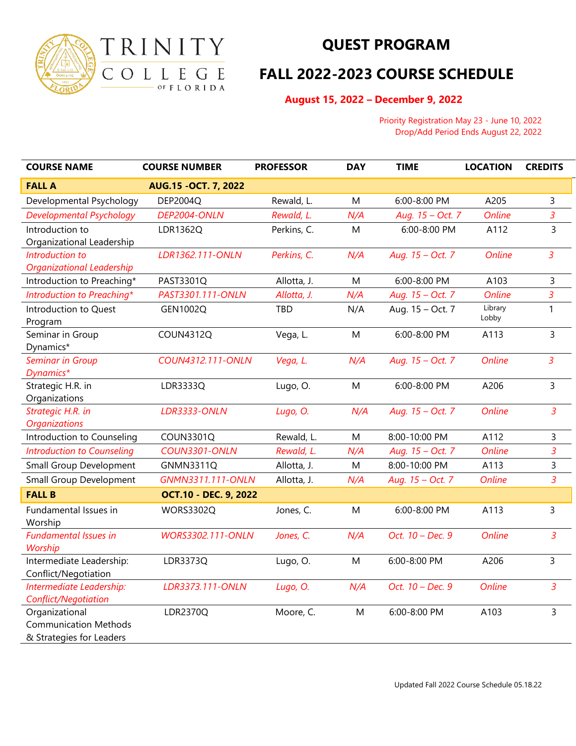# TRINITY COLLEGE OF FLORIDA

## QUEST PROGRAM

## FALL 2022-2023 COURSE SCHEDULE

**August 15, 2022 – December 9, 2022**

Priority Registration May 23 - June 10, 2022
Drop/Add Period Ends August 22, 2022

| COURSE NAME | COURSE NUMBER | PROFESSOR | DAY | TIME | LOCATION | CREDITS |
|---|---|---|---|---|---|---|
| **FALL A** | **AUG.15 -OCT. 7, 2022** | | | | | |
| Developmental Psychology | DEP2004Q | Rewald, L. | M | 6:00-8:00 PM | A205 | 3 |
| *Developmental Psychology* | *DEP2004-ONLN* | *Rewald, L.* | *N/A* | *Aug. 15 – Oct. 7* | *Online* | *3* |
| Introduction to Organizational Leadership | LDR1362Q | Perkins, C. | M | 6:00-8:00 PM | A112 | 3 |
| *Introduction to Organizational Leadership* | *LDR1362.111-ONLN* | *Perkins, C.* | *N/A* | *Aug. 15 – Oct. 7* | *Online* | *3* |
| Introduction to Preaching* | PAST3301Q | Allotta, J. | M | 6:00-8:00 PM | A103 | 3 |
| *Introduction to Preaching** | *PAST3301.111-ONLN* | *Allotta, J.* | *N/A* | *Aug. 15 – Oct. 7* | *Online* | *3* |
| Introduction to Quest Program | GEN1002Q | TBD | N/A | Aug. 15 – Oct. 7 | Library Lobby | 1 |
| Seminar in Group Dynamics* | COUN4312Q | Vega, L. | M | 6:00-8:00 PM | A113 | 3 |
| *Seminar in Group Dynamics** | *COUN4312.111-ONLN* | *Vega, L.* | *N/A* | *Aug. 15 – Oct. 7* | *Online* | *3* |
| Strategic H.R. in Organizations | LDR3333Q | Lugo, O. | M | 6:00-8:00 PM | A206 | 3 |
| *Strategic H.R. in Organizations* | *LDR3333-ONLN* | *Lugo, O.* | *N/A* | *Aug. 15 – Oct. 7* | *Online* | *3* |
| Introduction to Counseling | COUN3301Q | Rewald, L. | M | 8:00-10:00 PM | A112 | 3 |
| *Introduction to Counseling* | *COUN3301-ONLN* | *Rewald, L.* | *N/A* | *Aug. 15 – Oct. 7* | *Online* | *3* |
| Small Group Development | GNMN3311Q | Allotta, J. | M | 8:00-10:00 PM | A113 | 3 |
| Small Group Development | *GNMN3311.111-ONLN* | Allotta, J. | *N/A* | *Aug. 15 – Oct. 7* | *Online* | *3* |
| **FALL B** | **OCT.10 - DEC. 9, 2022** | | | | | |
| Fundamental Issues in Worship | WORS3302Q | Jones, C. | M | 6:00-8:00 PM | A113 | 3 |
| *Fundamental Issues in Worship* | *WORS3302.111-ONLN* | *Jones, C.* | *N/A* | *Oct. 10 – Dec. 9* | *Online* | *3* |
| Intermediate Leadership: Conflict/Negotiation | LDR3373Q | Lugo, O. | M | 6:00-8:00 PM | A206 | 3 |
| *Intermediate Leadership: Conflict/Negotiation* | *LDR3373.111-ONLN* | *Lugo, O.* | *N/A* | *Oct. 10 – Dec. 9* | *Online* | *3* |
| Organizational Communication Methods & Strategies for Leaders | LDR2370Q | Moore, C. | M | 6:00-8:00 PM | A103 | 3 |

Updated Fall 2022 Course Schedule 05.18.22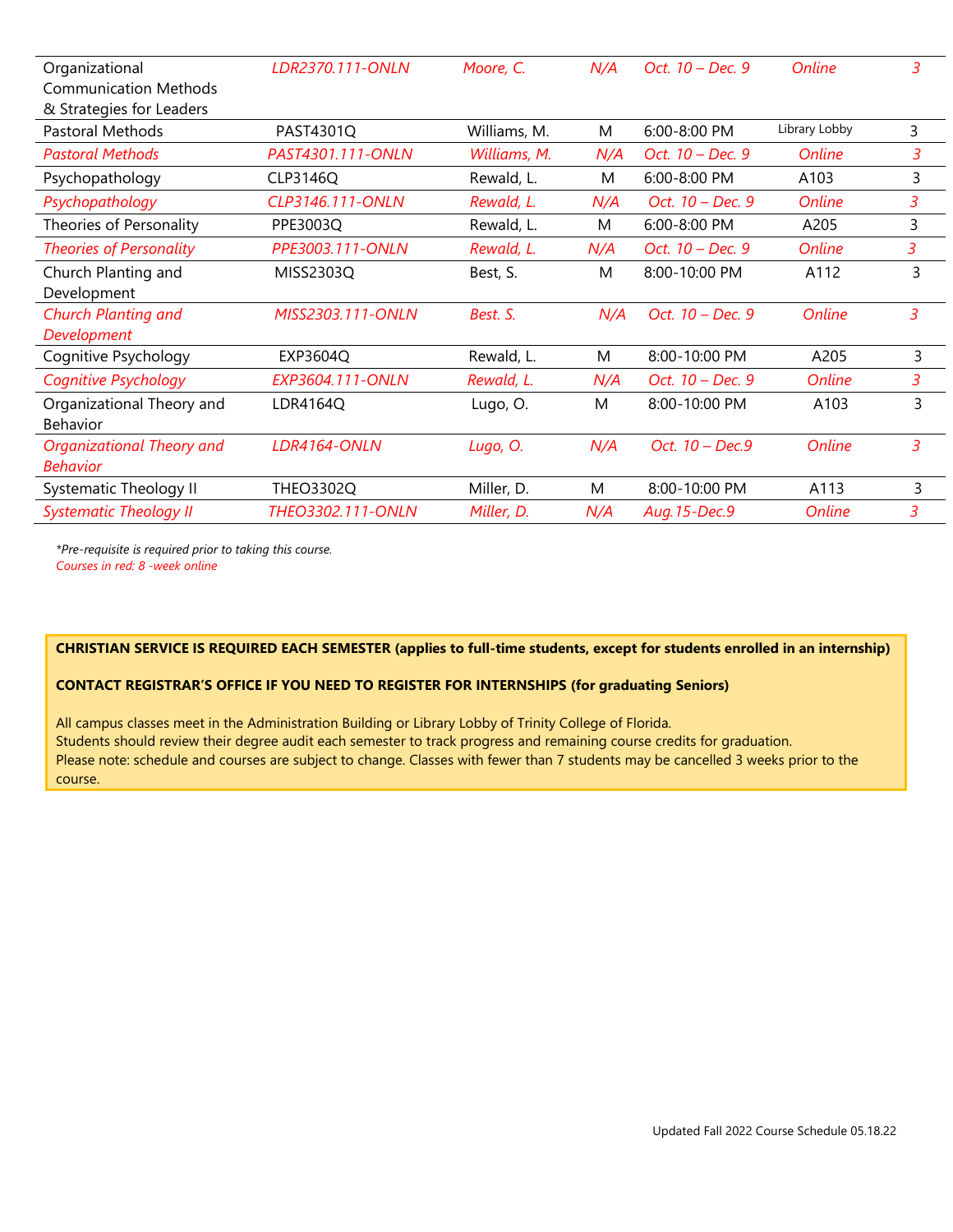| | | | | | | |
|---|---|---|---|---|---|---|
| *Organizational Communication Methods & Strategies for Leaders* | *LDR2370.111-ONLN* | *Moore, C.* | *N/A* | *Oct. 10 – Dec. 9* | *Online* | *3* |
| Pastoral Methods | PAST4301Q | Williams, M. | M | 6:00-8:00 PM | Library Lobby | 3 |
| *Pastoral Methods* | *PAST4301.111-ONLN* | *Williams, M.* | *N/A* | *Oct. 10 – Dec. 9* | *Online* | *3* |
| Psychopathology | CLP3146Q | Rewald, L. | M | 6:00-8:00 PM | A103 | 3 |
| *Psychopathology* | *CLP3146.111-ONLN* | *Rewald, L.* | *N/A* | *Oct. 10 – Dec. 9* | *Online* | *3* |
| Theories of Personality | PPE3003Q | Rewald, L. | M | 6:00-8:00 PM | A205 | 3 |
| *Theories of Personality* | *PPE3003.111-ONLN* | *Rewald, L.* | *N/A* | *Oct. 10 – Dec. 9* | *Online* | *3* |
| Church Planting and Development | MISS2303Q | Best, S. | M | 8:00-10:00 PM | A112 | 3 |
| *Church Planting and Development* | *MISS2303.111-ONLN* | *Best. S.* | *N/A* | *Oct. 10 – Dec. 9* | *Online* | *3* |
| Cognitive Psychology | EXP3604Q | Rewald, L. | M | 8:00-10:00 PM | A205 | 3 |
| *Cognitive Psychology* | *EXP3604.111-ONLN* | *Rewald, L.* | *N/A* | *Oct. 10 – Dec. 9* | *Online* | *3* |
| Organizational Theory and Behavior | LDR4164Q | Lugo, O. | M | 8:00-10:00 PM | A103 | 3 |
| *Organizational Theory and Behavior* | *LDR4164-ONLN* | *Lugo, O.* | *N/A* | *Oct. 10 – Dec.9* | *Online* | *3* |
| Systematic Theology II | THEO3302Q | Miller, D. | M | 8:00-10:00 PM | A113 | 3 |
| *Systematic Theology II* | *THEO3302.111-ONLN* | *Miller, D.* | *N/A* | *Aug.15-Dec.9* | *Online* | *3* |

*\*Pre-requisite is required prior to taking this course.*
*Courses in red: 8 -week online*

**CHRISTIAN SERVICE IS REQUIRED EACH SEMESTER (applies to full-time students, except for students enrolled in an internship)**

**CONTACT REGISTRAR'S OFFICE IF YOU NEED TO REGISTER FOR INTERNSHIPS (for graduating Seniors)**

All campus classes meet in the Administration Building or Library Lobby of Trinity College of Florida.
Students should review their degree audit each semester to track progress and remaining course credits for graduation.
Please note: schedule and courses are subject to change. Classes with fewer than 7 students may be cancelled 3 weeks prior to the course.

Updated Fall 2022 Course Schedule 05.18.22